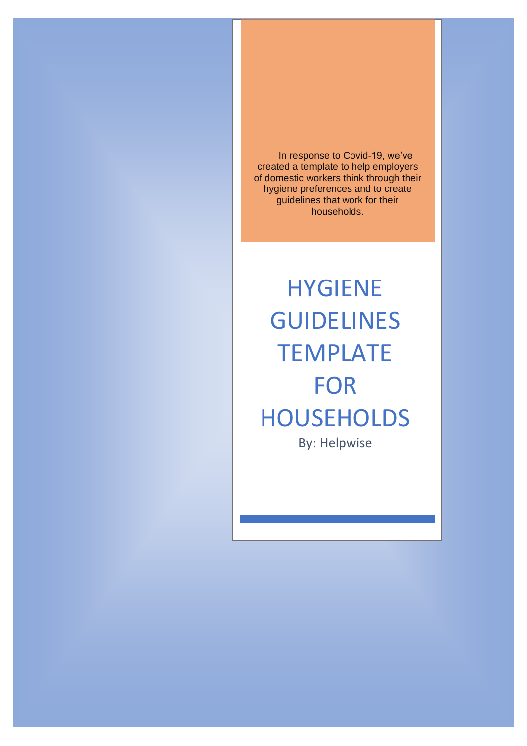In response to Covid-19, we've created a template to help employers of domestic workers think through their hygiene preferences and to create guidelines that work for their households.

# HYGIENE GUIDELINES TEMPLATE FOR HOUSEHOLDS

By: Helpwise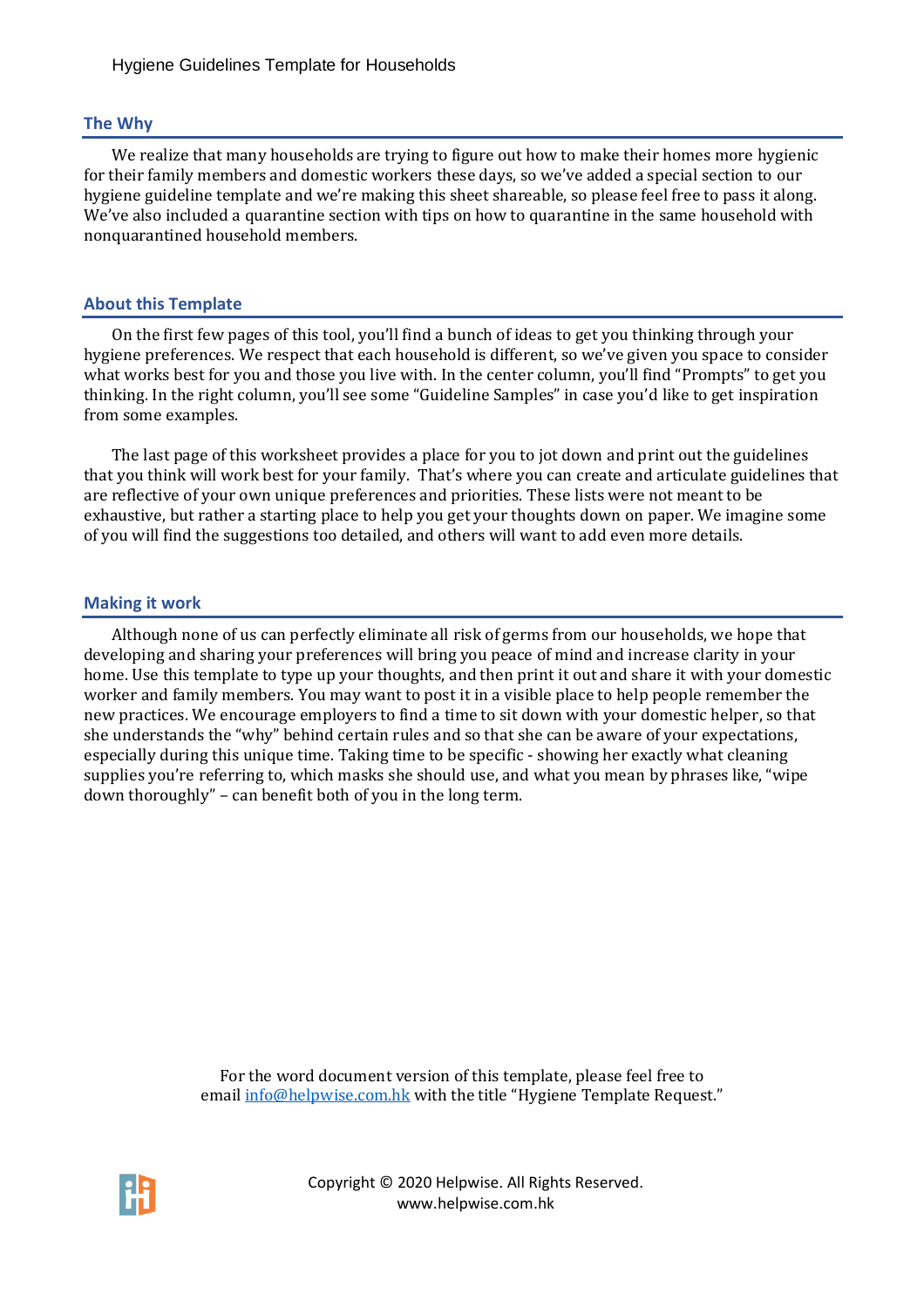Hygiene Guidelines Template for Households

## The Why

We realize that many households are trying to figure out how to make their homes more hygienic for their family members and domestic workers these days, so we've added a special section to our hygiene guideline template and we're making this sheet shareable, so please feel free to pass it along. We've also included a quarantine section with tips on how to quarantine in the same household with nonquarantined household members.

## About this Template

On the first few pages of this tool, you'll find a bunch of ideas to get you thinking through your hygiene preferences. We respect that each household is different, so we've given you space to consider what works best for you and those you live with. In the center column, you'll find "Prompts" to get you thinking. In the right column, you'll see some "Guideline Samples" in case you'd like to get inspiration from some examples.

The last page of this worksheet provides a place for you to jot down and print out the guidelines that you think will work best for your family. That's where you can create and articulate guidelines that are reflective of your own unique preferences and priorities. These lists were not meant to be exhaustive, but rather a starting place to help you get your thoughts down on paper. We imagine some of you will find the suggestions too detailed, and others will want to add even more details.

## Making it work

Although none of us can perfectly eliminate all risk of germs from our households, we hope that developing and sharing your preferences will bring you peace of mind and increase clarity in your home. Use this template to type up your thoughts, and then print it out and share it with your domestic worker and family members. You may want to post it in a visible place to help people remember the new practices. We encourage employers to find a time to sit down with your domestic helper, so that she understands the "why" behind certain rules and so that she can be aware of your expectations, especially during this unique time. Taking time to be specific - showing her exactly what cleaning supplies you're referring to, which masks she should use, and what you mean by phrases like, "wipe down thoroughly" – can benefit both of you in the long term.

For the word document version of this template, please feel free to email [info@helpwise.com.hk](mailto:info@helpwise.com.hk) with the title "Hygiene Template Request."

Copyright © 2020 Helpwise. All Rights Reserved.
www.helpwise.com.hk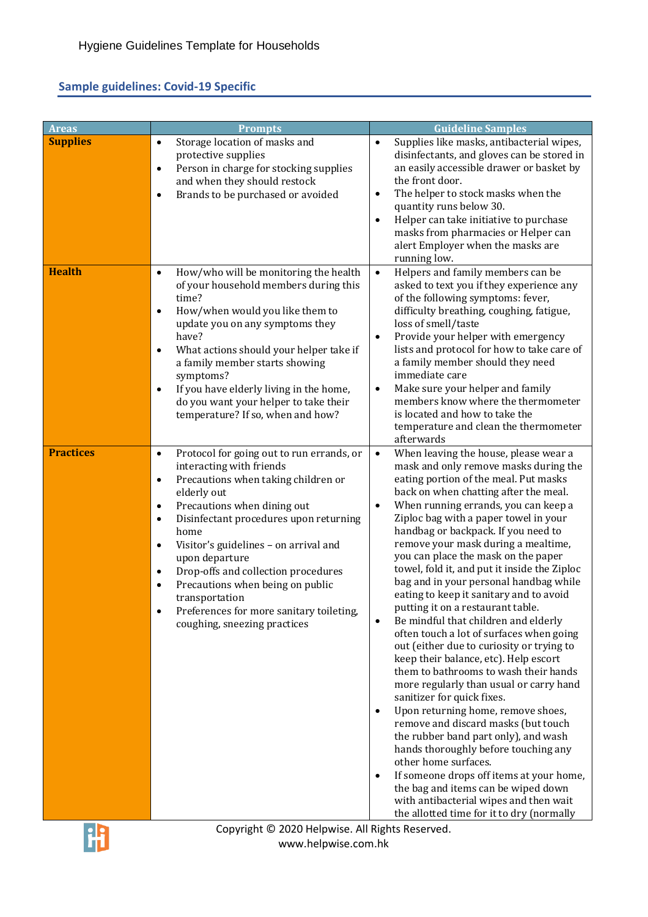Hygiene Guidelines Template for Households

## Sample guidelines: Covid-19 Specific

| Areas | Prompts | Guideline Samples |
|---|---|---|
| **Supplies** | • Storage location of masks and protective supplies<br>• Person in charge for stocking supplies and when they should restock<br>• Brands to be purchased or avoided | • Supplies like masks, antibacterial wipes, disinfectants, and gloves can be stored in an easily accessible drawer or basket by the front door.<br>• The helper to stock masks when the quantity runs below 30.<br>• Helper can take initiative to purchase masks from pharmacies or Helper can alert Employer when the masks are running low. |
| **Health** | • How/who will be monitoring the health of your household members during this time?<br>• How/when would you like them to update you on any symptoms they have?<br>• What actions should your helper take if a family member starts showing symptoms?<br>• If you have elderly living in the home, do you want your helper to take their temperature? If so, when and how? | • Helpers and family members can be asked to text you if they experience any of the following symptoms: fever, difficulty breathing, coughing, fatigue, loss of smell/taste<br>• Provide your helper with emergency lists and protocol for how to take care of a family member should they need immediate care<br>• Make sure your helper and family members know where the thermometer is located and how to take the temperature and clean the thermometer afterwards |
| **Practices** | • Protocol for going out to run errands, or interacting with friends<br>• Precautions when taking children or elderly out<br>• Precautions when dining out<br>• Disinfectant procedures upon returning home<br>• Visitor's guidelines – on arrival and upon departure<br>• Drop-offs and collection procedures<br>• Precautions when being on public transportation<br>• Preferences for more sanitary toileting, coughing, sneezing practices | • When leaving the house, please wear a mask and only remove masks during the eating portion of the meal. Put masks back on when chatting after the meal.<br>• When running errands, you can keep a Ziploc bag with a paper towel in your handbag or backpack. If you need to remove your mask during a mealtime, you can place the mask on the paper towel, fold it, and put it inside the Ziploc bag and in your personal handbag while eating to keep it sanitary and to avoid putting it on a restaurant table.<br>• Be mindful that children and elderly often touch a lot of surfaces when going out (either due to curiosity or trying to keep their balance, etc). Help escort them to bathrooms to wash their hands more regularly than usual or carry hand sanitizer for quick fixes.<br>• Upon returning home, remove shoes, remove and discard masks (but touch the rubber band part only), and wash hands thoroughly before touching any other home surfaces.<br>• If someone drops off items at your home, the bag and items can be wiped down with antibacterial wipes and then wait the allotted time for it to dry (normally |

Copyright © 2020 Helpwise. All Rights Reserved.
www.helpwise.com.hk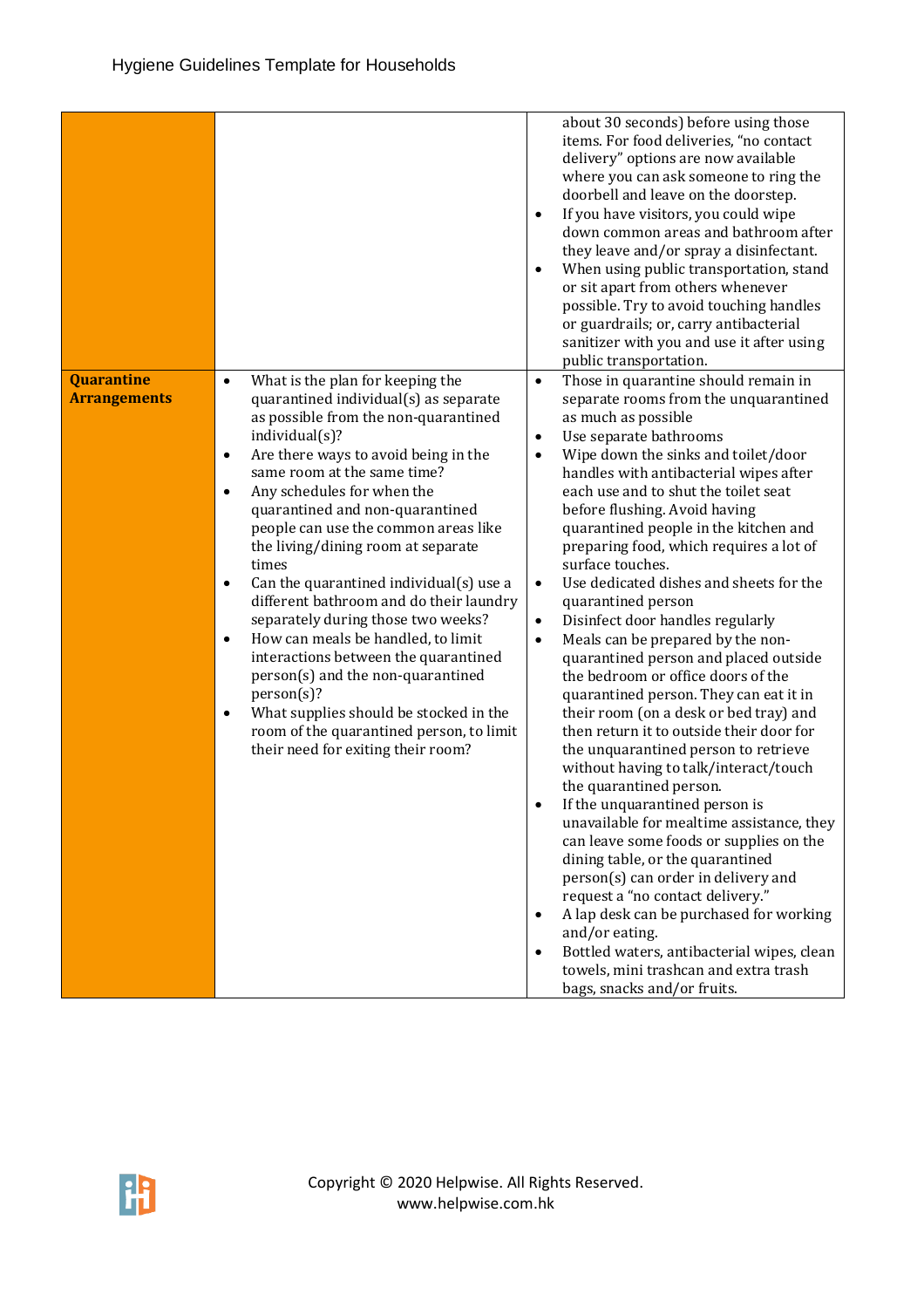| | | |
|---|---|---|
| | | about 30 seconds) before using those items. For food deliveries, "no contact delivery" options are now available where you can ask someone to ring the doorbell and leave on the doorstep.<br>• If you have visitors, you could wipe down common areas and bathroom after they leave and/or spray a disinfectant.<br>• When using public transportation, stand or sit apart from others whenever possible. Try to avoid touching handles or guardrails; or, carry antibacterial sanitizer with you and use it after using public transportation. |
| **Quarantine Arrangements** | • What is the plan for keeping the quarantined individual(s) as separate as possible from the non-quarantined individual(s)?<br>• Are there ways to avoid being in the same room at the same time?<br>• Any schedules for when the quarantined and non-quarantined people can use the common areas like the living/dining room at separate times<br>• Can the quarantined individual(s) use a different bathroom and do their laundry separately during those two weeks?<br>• How can meals be handled, to limit interactions between the quarantined person(s) and the non-quarantined person(s)?<br>• What supplies should be stocked in the room of the quarantined person, to limit their need for exiting their room? | • Those in quarantine should remain in separate rooms from the unquarantined as much as possible<br>• Use separate bathrooms<br>• Wipe down the sinks and toilet/door handles with antibacterial wipes after each use and to shut the toilet seat before flushing. Avoid having quarantined people in the kitchen and preparing food, which requires a lot of surface touches.<br>• Use dedicated dishes and sheets for the quarantined person<br>• Disinfect door handles regularly<br>• Meals can be prepared by the non-quarantined person and placed outside the bedroom or office doors of the quarantined person. They can eat it in their room (on a desk or bed tray) and then return it to outside their door for the unquarantined person to retrieve without having to talk/interact/touch the quarantined person.<br>• If the unquarantined person is unavailable for mealtime assistance, they can leave some foods or supplies on the dining table, or the quarantined person(s) can order in delivery and request a "no contact delivery."<br>• A lap desk can be purchased for working and/or eating.<br>• Bottled waters, antibacterial wipes, clean towels, mini trashcan and extra trash bags, snacks and/or fruits. |

Copyright © 2020 Helpwise. All Rights Reserved.
www.helpwise.com.hk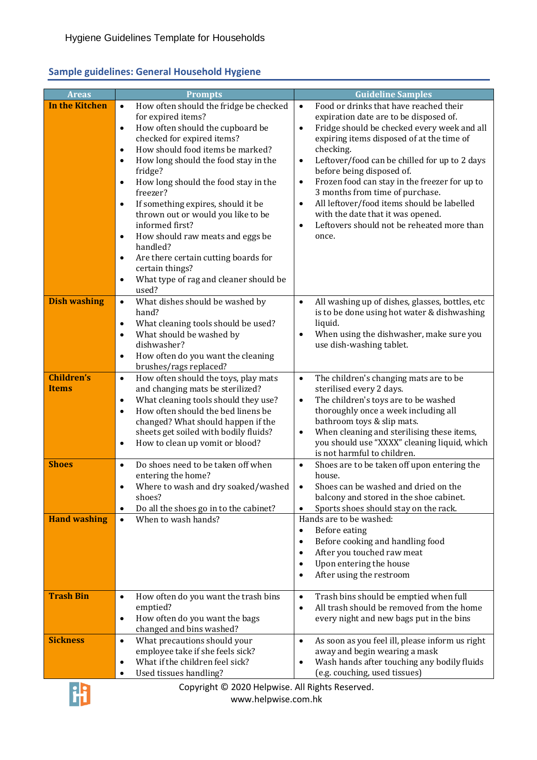Hygiene Guidelines Template for Households

## Sample guidelines: General Household Hygiene

| Areas | Prompts | Guideline Samples |
|---|---|---|
| **In the Kitchen** | • How often should the fridge be checked for expired items?<br>• How often should the cupboard be checked for expired items?<br>• How should food items be marked?<br>• How long should the food stay in the fridge?<br>• How long should the food stay in the freezer?<br>• If something expires, should it be thrown out or would you like to be informed first?<br>• How should raw meats and eggs be handled?<br>• Are there certain cutting boards for certain things?<br>• What type of rag and cleaner should be used? | • Food or drinks that have reached their expiration date are to be disposed of.<br>• Fridge should be checked every week and all expiring items disposed of at the time of checking.<br>• Leftover/food can be chilled for up to 2 days before being disposed of.<br>• Frozen food can stay in the freezer for up to 3 months from time of purchase.<br>• All leftover/food items should be labelled with the date that it was opened.<br>• Leftovers should not be reheated more than once. |
| **Dish washing** | • What dishes should be washed by hand?<br>• What cleaning tools should be used?<br>• What should be washed by dishwasher?<br>• How often do you want the cleaning brushes/rags replaced? | • All washing up of dishes, glasses, bottles, etc is to be done using hot water & dishwashing liquid.<br>• When using the dishwasher, make sure you use dish-washing tablet. |
| **Children's Items** | • How often should the toys, play mats and changing mats be sterilized?<br>• What cleaning tools should they use?<br>• How often should the bed linens be changed? What should happen if the sheets get soiled with bodily fluids?<br>• How to clean up vomit or blood? | • The children's changing mats are to be sterilised every 2 days.<br>• The children's toys are to be washed thoroughly once a week including all bathroom toys & slip mats.<br>• When cleaning and sterilising these items, you should use "XXXX" cleaning liquid, which is not harmful to children. |
| **Shoes** | • Do shoes need to be taken off when entering the home?<br>• Where to wash and dry soaked/washed shoes?<br>• Do all the shoes go in to the cabinet? | • Shoes are to be taken off upon entering the house.<br>• Shoes can be washed and dried on the balcony and stored in the shoe cabinet.<br>• Sports shoes should stay on the rack. |
| **Hand washing** | • When to wash hands? | Hands are to be washed:<br>• Before eating<br>• Before cooking and handling food<br>• After you touched raw meat<br>• Upon entering the house<br>• After using the restroom |
| **Trash Bin** | • How often do you want the trash bins emptied?<br>• How often do you want the bags changed and bins washed? | • Trash bins should be emptied when full<br>• All trash should be removed from the home every night and new bags put in the bins |
| **Sickness** | • What precautions should your employee take if she feels sick?<br>• What if the children feel sick?<br>• Used tissues handling? | • As soon as you feel ill, please inform us right away and begin wearing a mask<br>• Wash hands after touching any bodily fluids (e.g. couching, used tissues) |

Copyright © 2020 Helpwise. All Rights Reserved.
www.helpwise.com.hk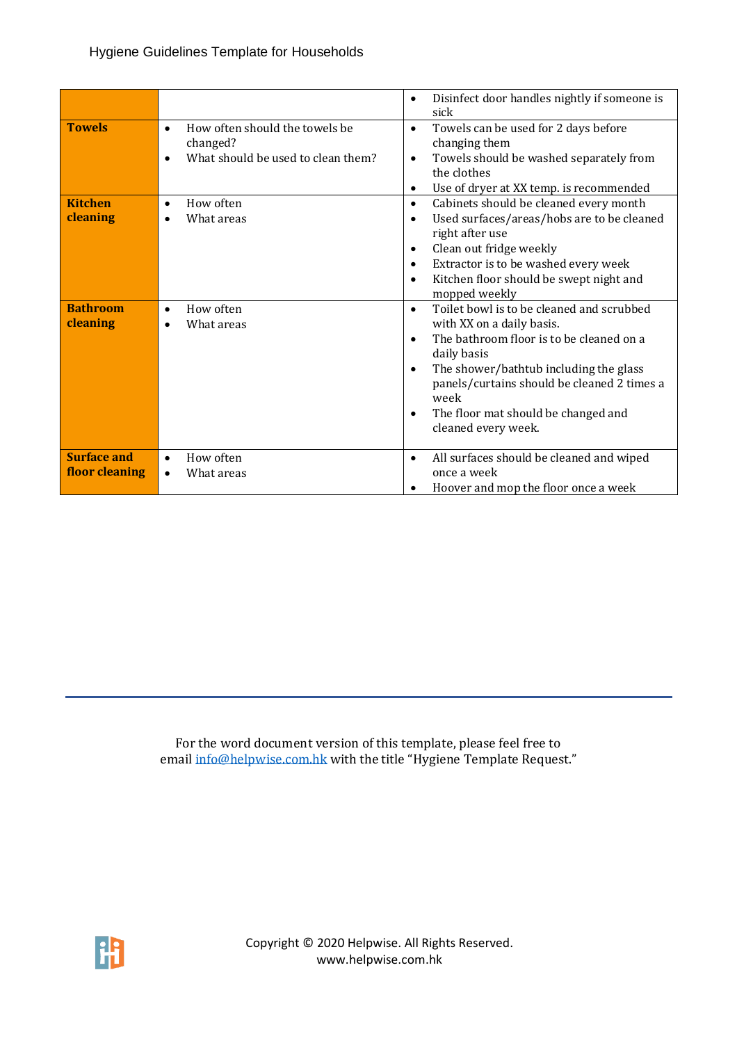| | | |
|---|---|---|
| | | • Disinfect door handles nightly if someone is sick |
| **Towels** | • How often should the towels be changed?<br>• What should be used to clean them? | • Towels can be used for 2 days before changing them<br>• Towels should be washed separately from the clothes<br>• Use of dryer at XX temp. is recommended |
| **Kitchen cleaning** | • How often<br>• What areas | • Cabinets should be cleaned every month<br>• Used surfaces/areas/hobs are to be cleaned right after use<br>• Clean out fridge weekly<br>• Extractor is to be washed every week<br>• Kitchen floor should be swept night and mopped weekly |
| **Bathroom cleaning** | • How often<br>• What areas | • Toilet bowl is to be cleaned and scrubbed with XX on a daily basis.<br>• The bathroom floor is to be cleaned on a daily basis<br>• The shower/bathtub including the glass panels/curtains should be cleaned 2 times a week<br>• The floor mat should be changed and cleaned every week. |
| **Surface and floor cleaning** | • How often<br>• What areas | • All surfaces should be cleaned and wiped once a week<br>• Hoover and mop the floor once a week |

---

For the word document version of this template, please feel free to email info@helpwise.com.hk with the title "Hygiene Template Request."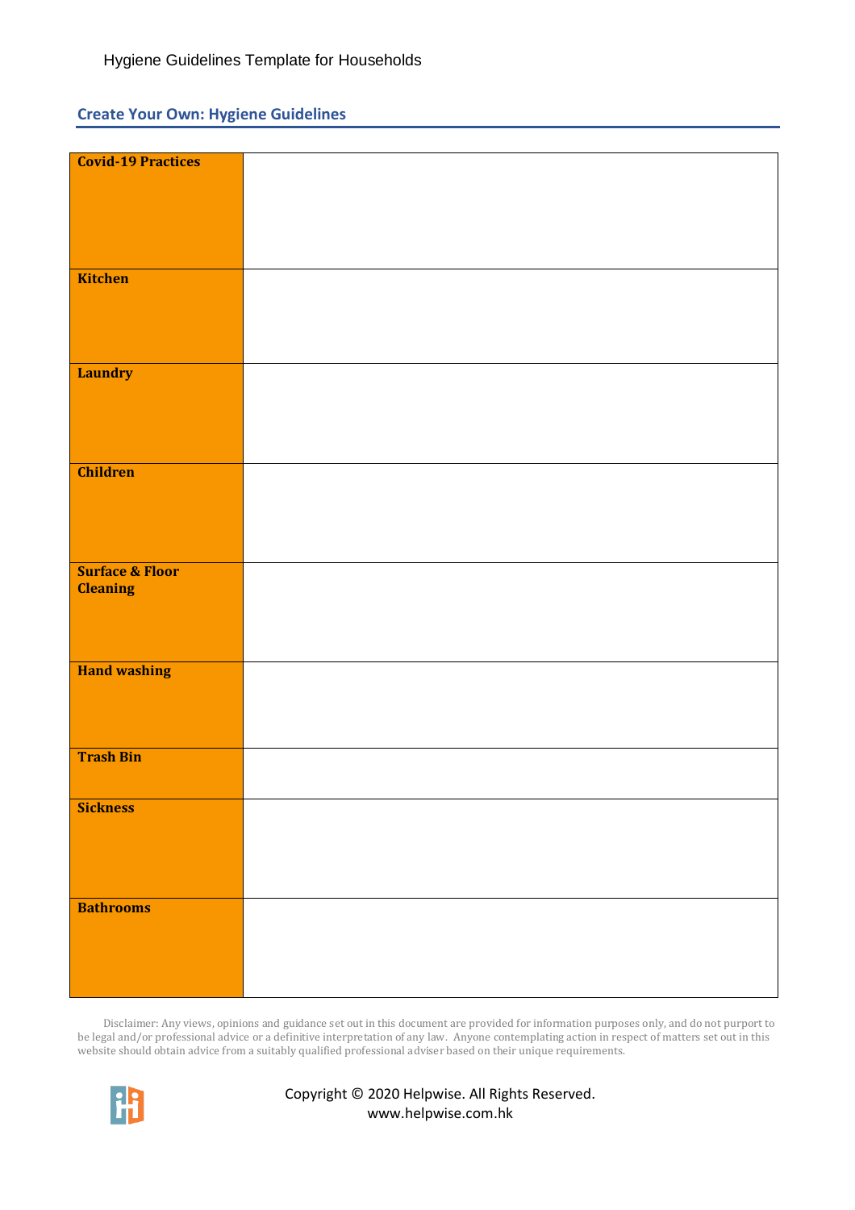Hygiene Guidelines Template for Households

## Create Your Own: Hygiene Guidelines

| | |
|---|---|
| **Covid-19 Practices** | |
| **Kitchen** | |
| **Laundry** | |
| **Children** | |
| **Surface & Floor Cleaning** | |
| **Hand washing** | |
| **Trash Bin** | |
| **Sickness** | |
| **Bathrooms** | |

Disclaimer: Any views, opinions and guidance set out in this document are provided for information purposes only, and do not purport to be legal and/or professional advice or a definitive interpretation of any law. Anyone contemplating action in respect of matters set out in this website should obtain advice from a suitably qualified professional adviser based on their unique requirements.

Copyright © 2020 Helpwise. All Rights Reserved.
www.helpwise.com.hk